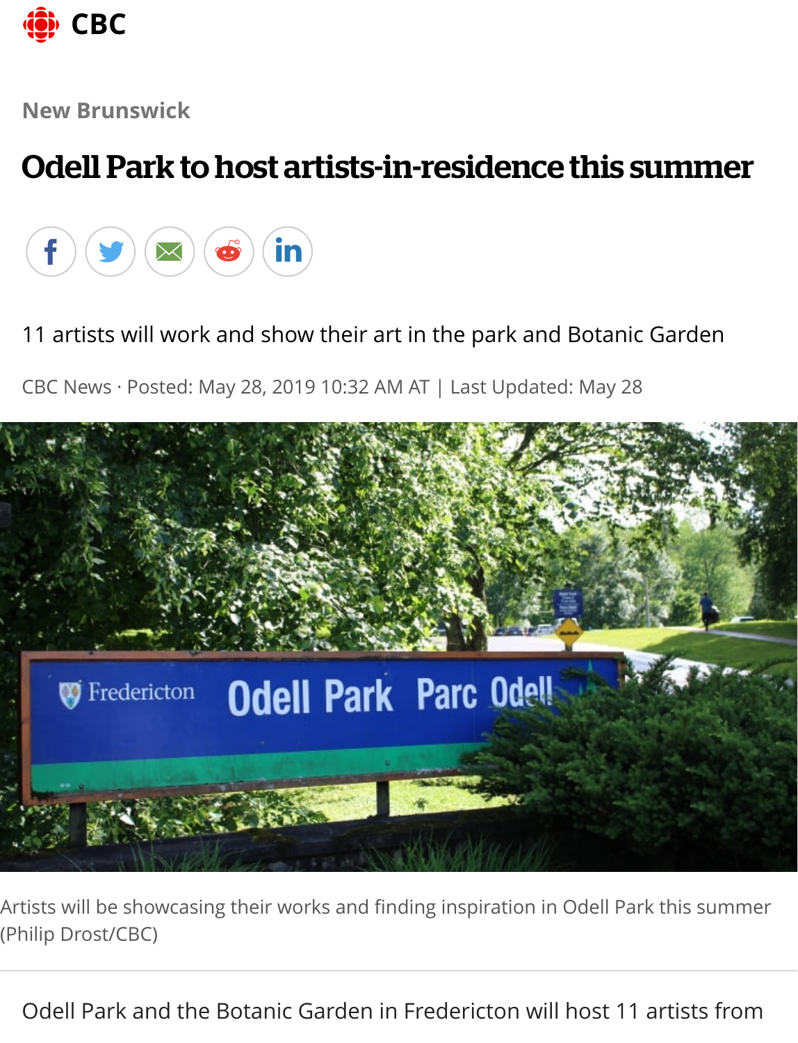CBC

New Brunswick

# Odell Park to host artists-in-residence this summer

11 artists will work and show their art in the park and Botanic Garden

CBC News · Posted: May 28, 2019 10:32 AM AT | Last Updated: May 28

Artists will be showcasing their works and finding inspiration in Odell Park this summer (Philip Drost/CBC)

Odell Park and the Botanic Garden in Fredericton will host 11 artists from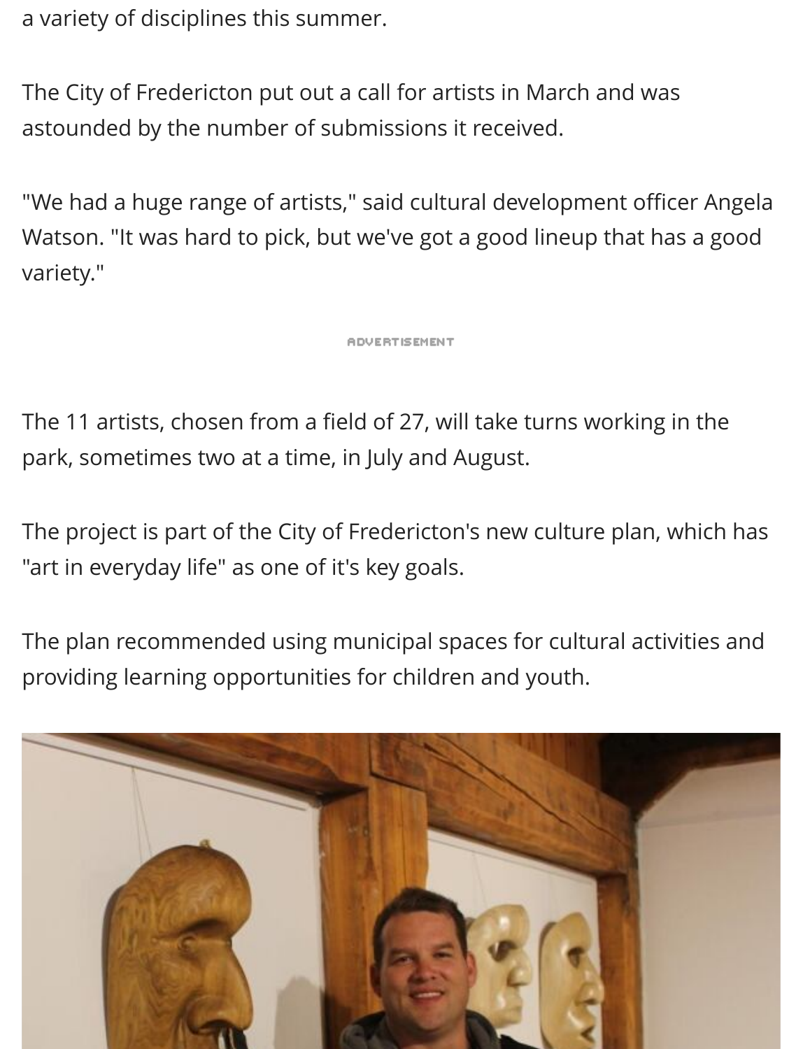a variety of disciplines this summer.

The City of Fredericton put out a call for artists in March and was astounded by the number of submissions it received.

"We had a huge range of artists," said cultural development officer Angela Watson. "It was hard to pick, but we've got a good lineup that has a good variety."

The 11 artists, chosen from a field of 27, will take turns working in the park, sometimes two at a time, in July and August.

The project is part of the City of Fredericton's new culture plan, which has "art in everyday life" as one of it's key goals.

The plan recommended using municipal spaces for cultural activities and providing learning opportunities for children and youth.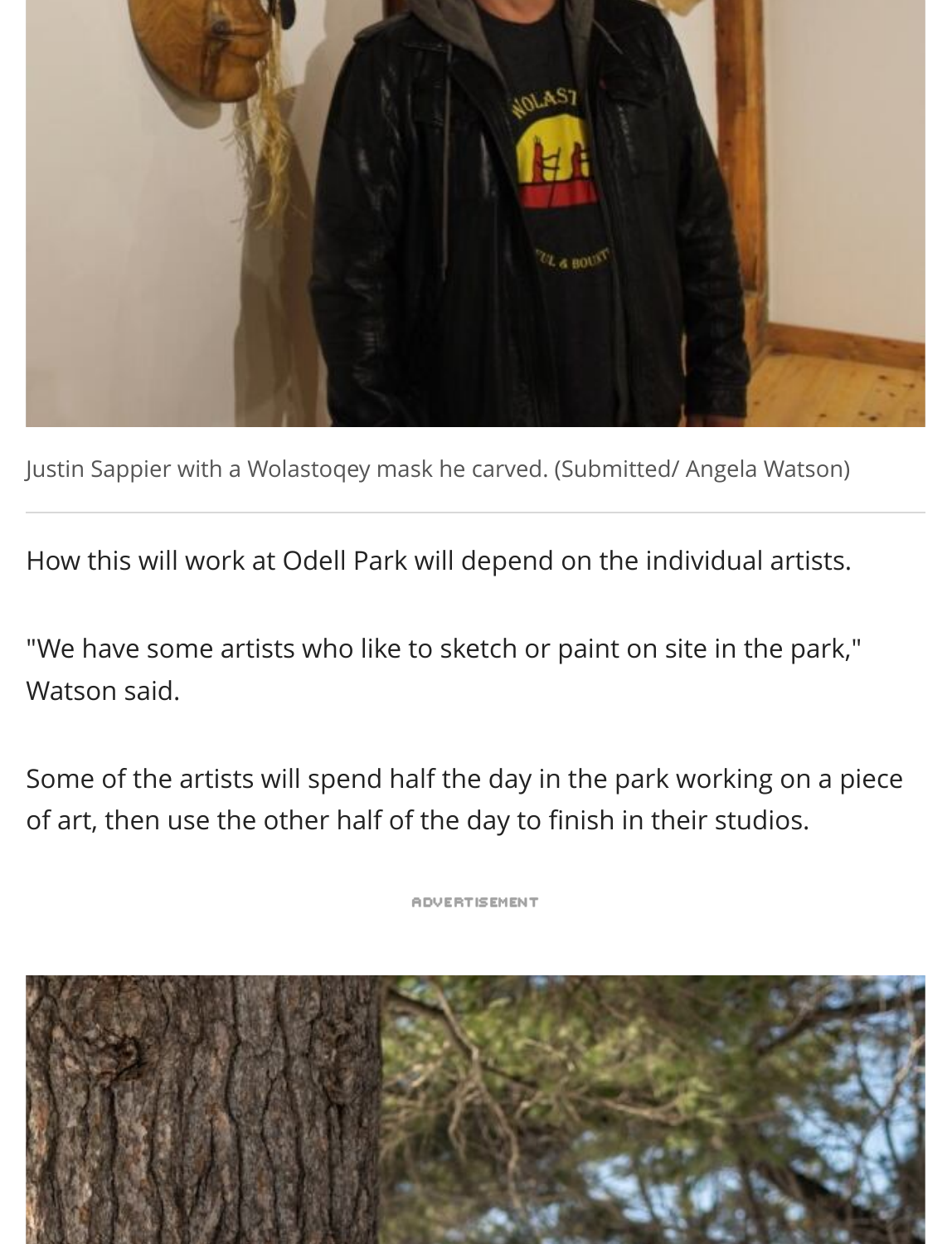Justin Sappier with a Wolastoqey mask he carved. (Submitted/ Angela Watson)

How this will work at Odell Park will depend on the individual artists.

"We have some artists who like to sketch or paint on site in the park," Watson said.

Some of the artists will spend half the day in the park working on a piece of art, then use the other half of the day to finish in their studios.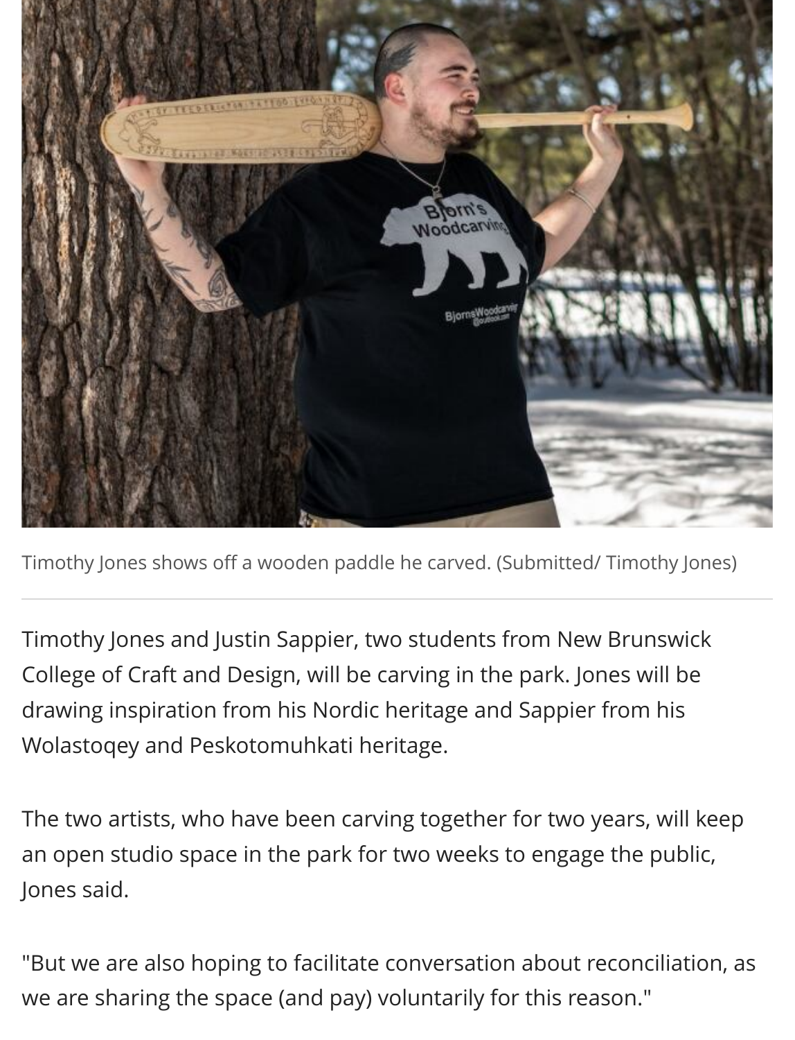Timothy Jones shows off a wooden paddle he carved. (Submitted/ Timothy Jones)

Timothy Jones and Justin Sappier, two students from New Brunswick College of Craft and Design, will be carving in the park. Jones will be drawing inspiration from his Nordic heritage and Sappier from his Wolastoqey and Peskotomuhkati heritage.

The two artists, who have been carving together for two years, will keep an open studio space in the park for two weeks to engage the public, Jones said.

"But we are also hoping to facilitate conversation about reconciliation, as we are sharing the space (and pay) voluntarily for this reason."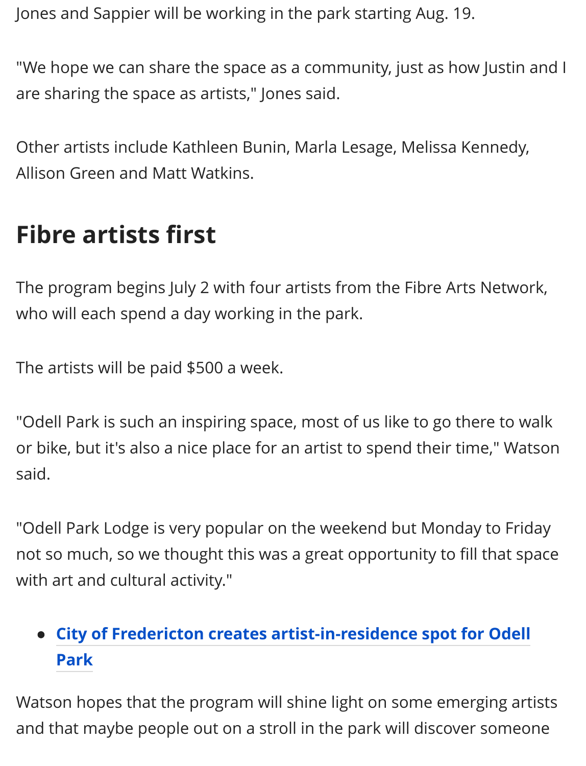Jones and Sappier will be working in the park starting Aug. 19.

"We hope we can share the space as a community, just as how Justin and I are sharing the space as artists," Jones said.

Other artists include Kathleen Bunin, Marla Lesage, Melissa Kennedy, Allison Green and Matt Watkins.

## Fibre artists first

The program begins July 2 with four artists from the Fibre Arts Network, who will each spend a day working in the park.

The artists will be paid $500 a week.

"Odell Park is such an inspiring space, most of us like to go there to walk or bike, but it's also a nice place for an artist to spend their time," Watson said.

"Odell Park Lodge is very popular on the weekend but Monday to Friday not so much, so we thought this was a great opportunity to fill that space with art and cultural activity."

- **City of Fredericton creates artist-in-residence spot for Odell Park**

Watson hopes that the program will shine light on some emerging artists and that maybe people out on a stroll in the park will discover someone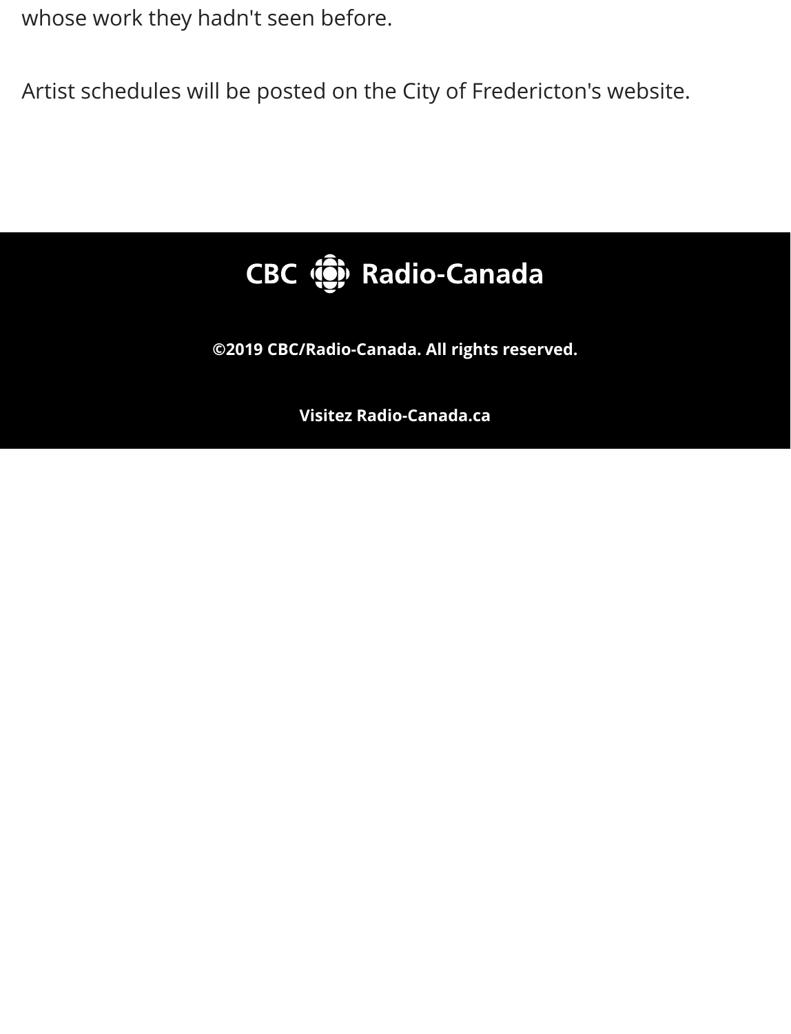whose work they hadn't seen before.

Artist schedules will be posted on the City of Fredericton's website.

CBC Radio-Canada

**©2019 CBC/Radio-Canada. All rights reserved.**

**Visitez Radio-Canada.ca**